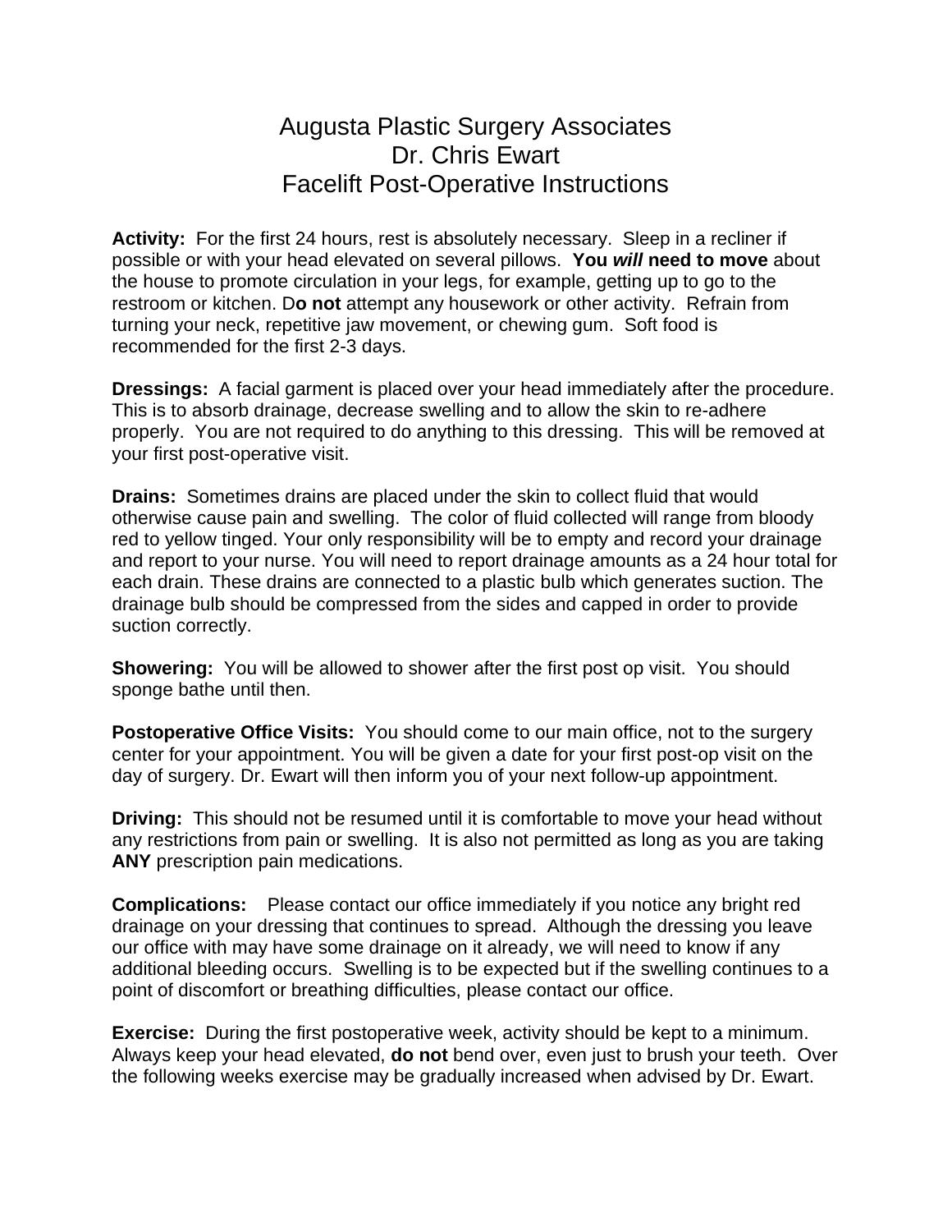# Augusta Plastic Surgery Associates
# Dr. Chris Ewart
# Facelift Post-Operative Instructions

**Activity:** For the first 24 hours, rest is absolutely necessary. Sleep in a recliner if possible or with your head elevated on several pillows. **You *will* need to move** about the house to promote circulation in your legs, for example, getting up to go to the restroom or kitchen. D**o not** attempt any housework or other activity. Refrain from turning your neck, repetitive jaw movement, or chewing gum. Soft food is recommended for the first 2-3 days.

**Dressings:** A facial garment is placed over your head immediately after the procedure. This is to absorb drainage, decrease swelling and to allow the skin to re-adhere properly. You are not required to do anything to this dressing. This will be removed at your first post-operative visit.

**Drains:** Sometimes drains are placed under the skin to collect fluid that would otherwise cause pain and swelling. The color of fluid collected will range from bloody red to yellow tinged. Your only responsibility will be to empty and record your drainage and report to your nurse. You will need to report drainage amounts as a 24 hour total for each drain. These drains are connected to a plastic bulb which generates suction. The drainage bulb should be compressed from the sides and capped in order to provide suction correctly.

**Showering:** You will be allowed to shower after the first post op visit. You should sponge bathe until then.

**Postoperative Office Visits:** You should come to our main office, not to the surgery center for your appointment. You will be given a date for your first post-op visit on the day of surgery. Dr. Ewart will then inform you of your next follow-up appointment.

**Driving:** This should not be resumed until it is comfortable to move your head without any restrictions from pain or swelling. It is also not permitted as long as you are taking **ANY** prescription pain medications.

**Complications:** Please contact our office immediately if you notice any bright red drainage on your dressing that continues to spread. Although the dressing you leave our office with may have some drainage on it already, we will need to know if any additional bleeding occurs. Swelling is to be expected but if the swelling continues to a point of discomfort or breathing difficulties, please contact our office.

**Exercise:** During the first postoperative week, activity should be kept to a minimum. Always keep your head elevated, **do not** bend over, even just to brush your teeth. Over the following weeks exercise may be gradually increased when advised by Dr. Ewart.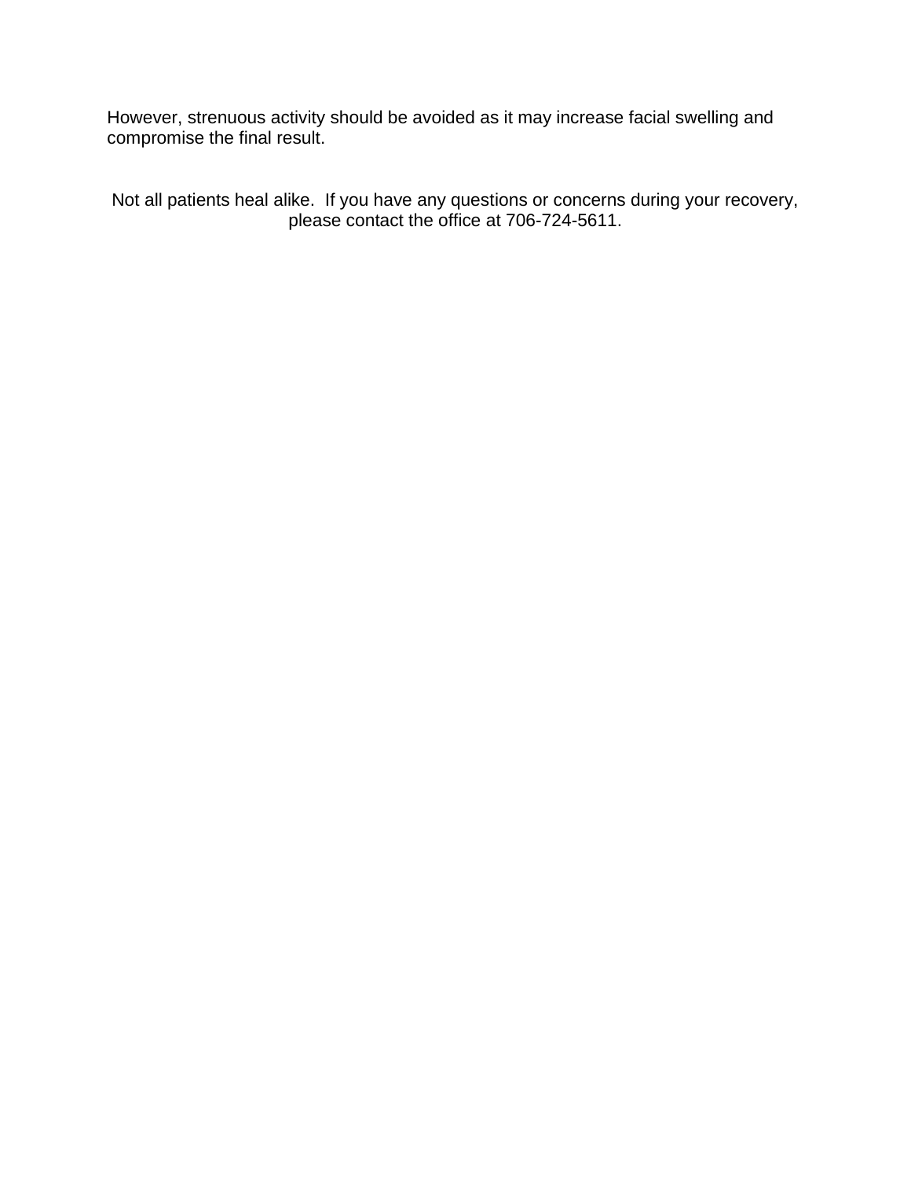However, strenuous activity should be avoided as it may increase facial swelling and compromise the final result.

Not all patients heal alike. If you have any questions or concerns during your recovery, please contact the office at 706-724-5611.